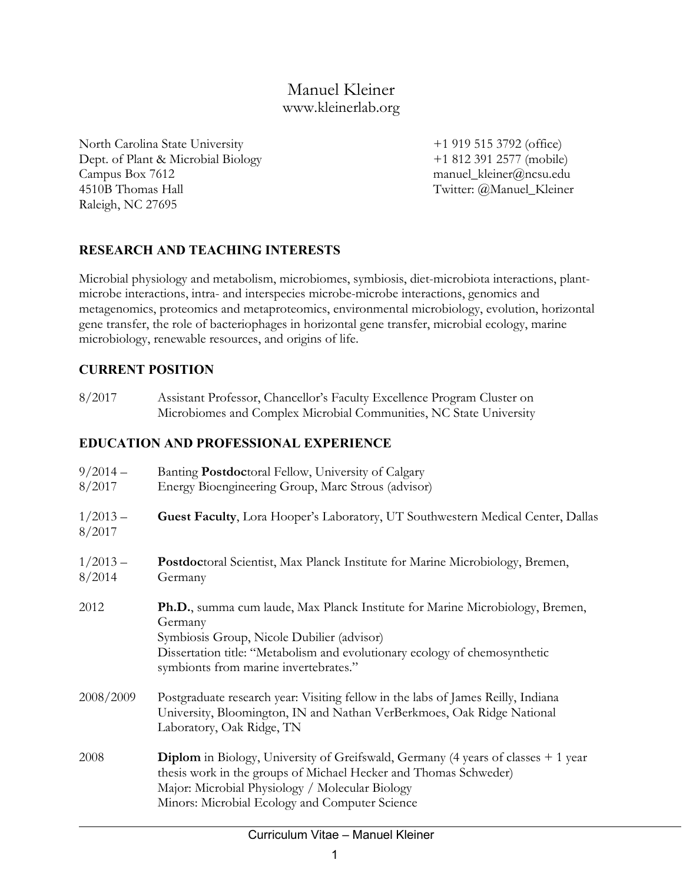# Manuel Kleiner

www.kleinerlab.org

North Carolina State University
Dept. of Plant & Microbial Biology
Campus Box 7612
4510B Thomas Hall
Raleigh, NC 27695

+1 919 515 3792 (office)
+1 812 391 2577 (mobile)
manuel_kleiner@ncsu.edu
Twitter: @Manuel_Kleiner

## RESEARCH AND TEACHING INTERESTS

Microbial physiology and metabolism, microbiomes, symbiosis, diet-microbiota interactions, plant-microbe interactions, intra- and interspecies microbe-microbe interactions, genomics and metagenomics, proteomics and metaproteomics, environmental microbiology, evolution, horizontal gene transfer, the role of bacteriophages in horizontal gene transfer, microbial ecology, marine microbiology, renewable resources, and origins of life.

## CURRENT POSITION

8/2017 — Assistant Professor, Chancellor's Faculty Excellence Program Cluster on Microbiomes and Complex Microbial Communities, NC State University

## EDUCATION AND PROFESSIONAL EXPERIENCE

9/2014 – 8/2017 — Banting **Postdoc**toral Fellow, University of Calgary
Energy Bioengineering Group, Marc Strous (advisor)

1/2013 – 8/2017 — **Guest Faculty**, Lora Hooper's Laboratory, UT Southwestern Medical Center, Dallas

1/2013 – 8/2014 — **Postdoc**toral Scientist, Max Planck Institute for Marine Microbiology, Bremen, Germany

2012 — **Ph.D.**, summa cum laude, Max Planck Institute for Marine Microbiology, Bremen, Germany
Symbiosis Group, Nicole Dubilier (advisor)
Dissertation title: "Metabolism and evolutionary ecology of chemosynthetic symbionts from marine invertebrates."

2008/2009 — Postgraduate research year: Visiting fellow in the labs of James Reilly, Indiana University, Bloomington, IN and Nathan VerBerkmoes, Oak Ridge National Laboratory, Oak Ridge, TN

2008 — **Diplom** in Biology, University of Greifswald, Germany (4 years of classes + 1 year thesis work in the groups of Michael Hecker and Thomas Schweder)
Major: Microbial Physiology / Molecular Biology
Minors: Microbial Ecology and Computer Science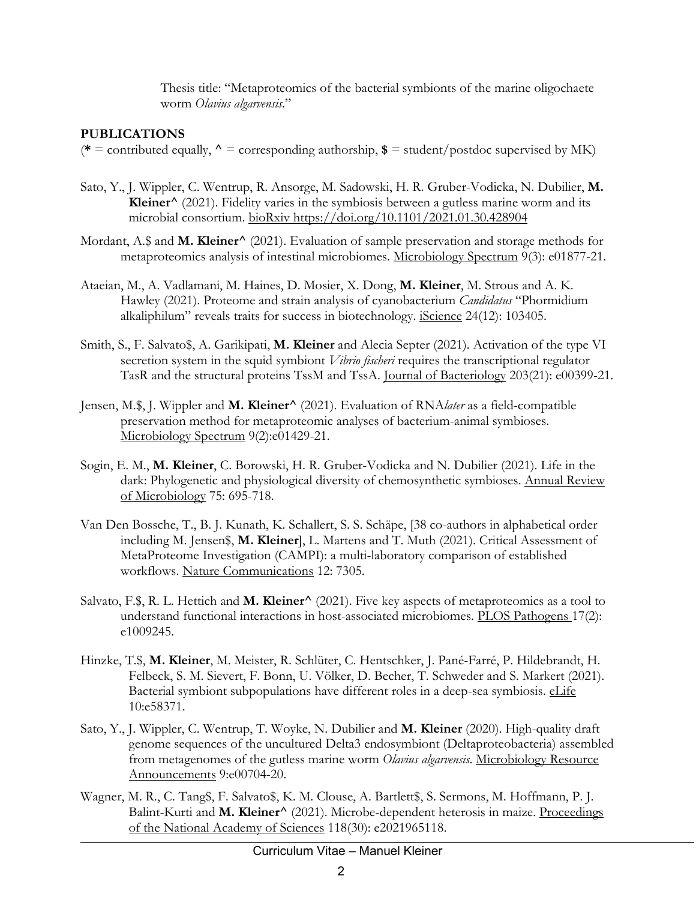Thesis title: "Metaproteomics of the bacterial symbionts of the marine oligochaete worm *Olavius algarvensis*."

## PUBLICATIONS

(**\*** = contributed equally, **^** = corresponding authorship, **$** = student/postdoc supervised by MK)

Sato, Y., J. Wippler, C. Wentrup, R. Ansorge, M. Sadowski, H. R. Gruber-Vodicka, N. Dubilier, **M. Kleiner^** (2021). Fidelity varies in the symbiosis between a gutless marine worm and its microbial consortium. bioRxiv https://doi.org/10.1101/2021.01.30.428904

Mordant, A.$ and **M. Kleiner^** (2021). Evaluation of sample preservation and storage methods for metaproteomics analysis of intestinal microbiomes. Microbiology Spectrum 9(3): e01877-21.

Ataeian, M., A. Vadlamani, M. Haines, D. Mosier, X. Dong, **M. Kleiner**, M. Strous and A. K. Hawley (2021). Proteome and strain analysis of cyanobacterium *Candidatus* "Phormidium alkaliphilum" reveals traits for success in biotechnology. iScience 24(12): 103405.

Smith, S., F. Salvato$, A. Garikipati, **M. Kleiner** and Alecia Septer (2021). Activation of the type VI secretion system in the squid symbiont *Vibrio fischeri* requires the transcriptional regulator TasR and the structural proteins TssM and TssA. Journal of Bacteriology 203(21): e00399-21.

Jensen, M.$, J. Wippler and **M. Kleiner^** (2021). Evaluation of RNA*later* as a field-compatible preservation method for metaproteomic analyses of bacterium-animal symbioses. Microbiology Spectrum 9(2):e01429-21.

Sogin, E. M., **M. Kleiner**, C. Borowski, H. R. Gruber-Vodicka and N. Dubilier (2021). Life in the dark: Phylogenetic and physiological diversity of chemosynthetic symbioses. Annual Review of Microbiology 75: 695-718.

Van Den Bossche, T., B. J. Kunath, K. Schallert, S. S. Schäpe, [38 co-authors in alphabetical order including M. Jensen$, **M. Kleiner**], L. Martens and T. Muth (2021). Critical Assessment of MetaProteome Investigation (CAMPI): a multi-laboratory comparison of established workflows. Nature Communications 12: 7305.

Salvato, F.$, R. L. Hettich and **M. Kleiner^** (2021). Five key aspects of metaproteomics as a tool to understand functional interactions in host-associated microbiomes. PLOS Pathogens 17(2): e1009245.

Hinzke, T.$, **M. Kleiner**, M. Meister, R. Schlüter, C. Hentschker, J. Pané-Farré, P. Hildebrandt, H. Felbeck, S. M. Sievert, F. Bonn, U. Völker, D. Becher, T. Schweder and S. Markert (2021). Bacterial symbiont subpopulations have different roles in a deep-sea symbiosis. eLife 10:e58371.

Sato, Y., J. Wippler, C. Wentrup, T. Woyke, N. Dubilier and **M. Kleiner** (2020). High-quality draft genome sequences of the uncultured Delta3 endosymbiont (Deltaproteobacteria) assembled from metagenomes of the gutless marine worm *Olavius algarvensis*. Microbiology Resource Announcements 9:e00704-20.

Wagner, M. R., C. Tang$, F. Salvato$, K. M. Clouse, A. Bartlett$, S. Sermons, M. Hoffmann, P. J. Balint-Kurti and **M. Kleiner^** (2021). Microbe-dependent heterosis in maize. Proceedings of the National Academy of Sciences 118(30): e2021965118.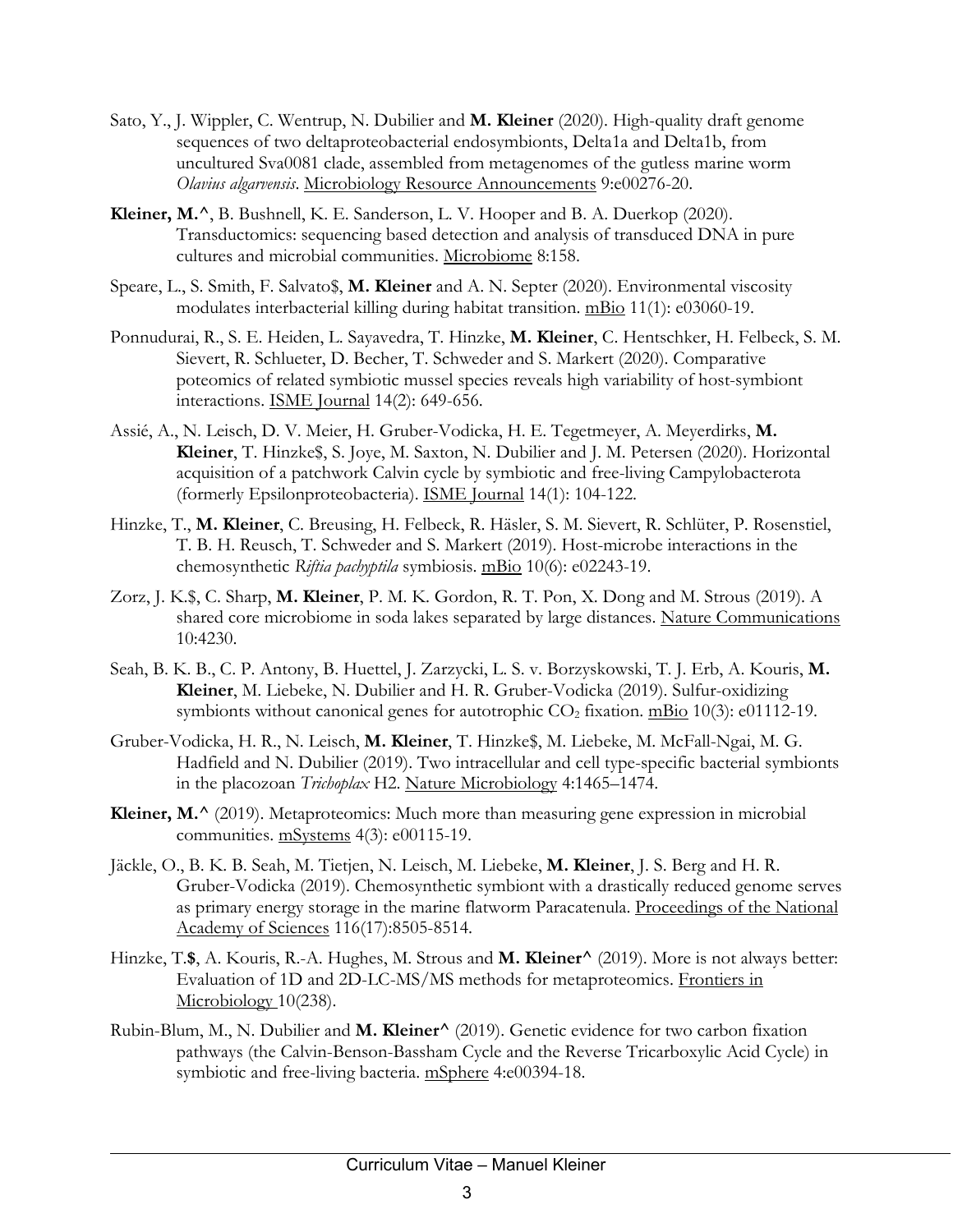Sato, Y., J. Wippler, C. Wentrup, N. Dubilier and **M. Kleiner** (2020). High-quality draft genome sequences of two deltaproteobacterial endosymbionts, Delta1a and Delta1b, from uncultured Sva0081 clade, assembled from metagenomes of the gutless marine worm *Olavius algarvensis*. Microbiology Resource Announcements 9:e00276-20.

**Kleiner, M.^**, B. Bushnell, K. E. Sanderson, L. V. Hooper and B. A. Duerkop (2020). Transductomics: sequencing based detection and analysis of transduced DNA in pure cultures and microbial communities. Microbiome 8:158.

Speare, L., S. Smith, F. Salvato$, **M. Kleiner** and A. N. Septer (2020). Environmental viscosity modulates interbacterial killing during habitat transition. mBio 11(1): e03060-19.

Ponnudurai, R., S. E. Heiden, L. Sayavedra, T. Hinzke, **M. Kleiner**, C. Hentschker, H. Felbeck, S. M. Sievert, R. Schlueter, D. Becher, T. Schweder and S. Markert (2020). Comparative poteomics of related symbiotic mussel species reveals high variability of host-symbiont interactions. ISME Journal 14(2): 649-656.

Assié, A., N. Leisch, D. V. Meier, H. Gruber-Vodicka, H. E. Tegetmeyer, A. Meyerdirks, **M. Kleiner**, T. Hinzke$, S. Joye, M. Saxton, N. Dubilier and J. M. Petersen (2020). Horizontal acquisition of a patchwork Calvin cycle by symbiotic and free-living Campylobacterota (formerly Epsilonproteobacteria). ISME Journal 14(1): 104-122.

Hinzke, T., **M. Kleiner**, C. Breusing, H. Felbeck, R. Häsler, S. M. Sievert, R. Schlüter, P. Rosenstiel, T. B. H. Reusch, T. Schweder and S. Markert (2019). Host-microbe interactions in the chemosynthetic *Riftia pachyptila* symbiosis. mBio 10(6): e02243-19.

Zorz, J. K.$, C. Sharp, **M. Kleiner**, P. M. K. Gordon, R. T. Pon, X. Dong and M. Strous (2019). A shared core microbiome in soda lakes separated by large distances. Nature Communications 10:4230.

Seah, B. K. B., C. P. Antony, B. Huettel, J. Zarzycki, L. S. v. Borzyskowski, T. J. Erb, A. Kouris, **M. Kleiner**, M. Liebeke, N. Dubilier and H. R. Gruber-Vodicka (2019). Sulfur-oxidizing symbionts without canonical genes for autotrophic $CO_2$ fixation. mBio 10(3): e01112-19.

Gruber-Vodicka, H. R., N. Leisch, **M. Kleiner**, T. Hinzke$, M. Liebeke, M. McFall-Ngai, M. G. Hadfield and N. Dubilier (2019). Two intracellular and cell type-specific bacterial symbionts in the placozoan *Trichoplax* H2. Nature Microbiology 4:1465–1474.

**Kleiner, M.^** (2019). Metaproteomics: Much more than measuring gene expression in microbial communities. mSystems 4(3): e00115-19.

Jäckle, O., B. K. B. Seah, M. Tietjen, N. Leisch, M. Liebeke, **M. Kleiner**, J. S. Berg and H. R. Gruber-Vodicka (2019). Chemosynthetic symbiont with a drastically reduced genome serves as primary energy storage in the marine flatworm Paracatenula. Proceedings of the National Academy of Sciences 116(17):8505-8514.

Hinzke, T.**$**, A. Kouris, R.-A. Hughes, M. Strous and **M. Kleiner^** (2019). More is not always better: Evaluation of 1D and 2D-LC-MS/MS methods for metaproteomics. Frontiers in Microbiology 10(238).

Rubin-Blum, M., N. Dubilier and **M. Kleiner^** (2019). Genetic evidence for two carbon fixation pathways (the Calvin-Benson-Bassham Cycle and the Reverse Tricarboxylic Acid Cycle) in symbiotic and free-living bacteria. mSphere 4:e00394-18.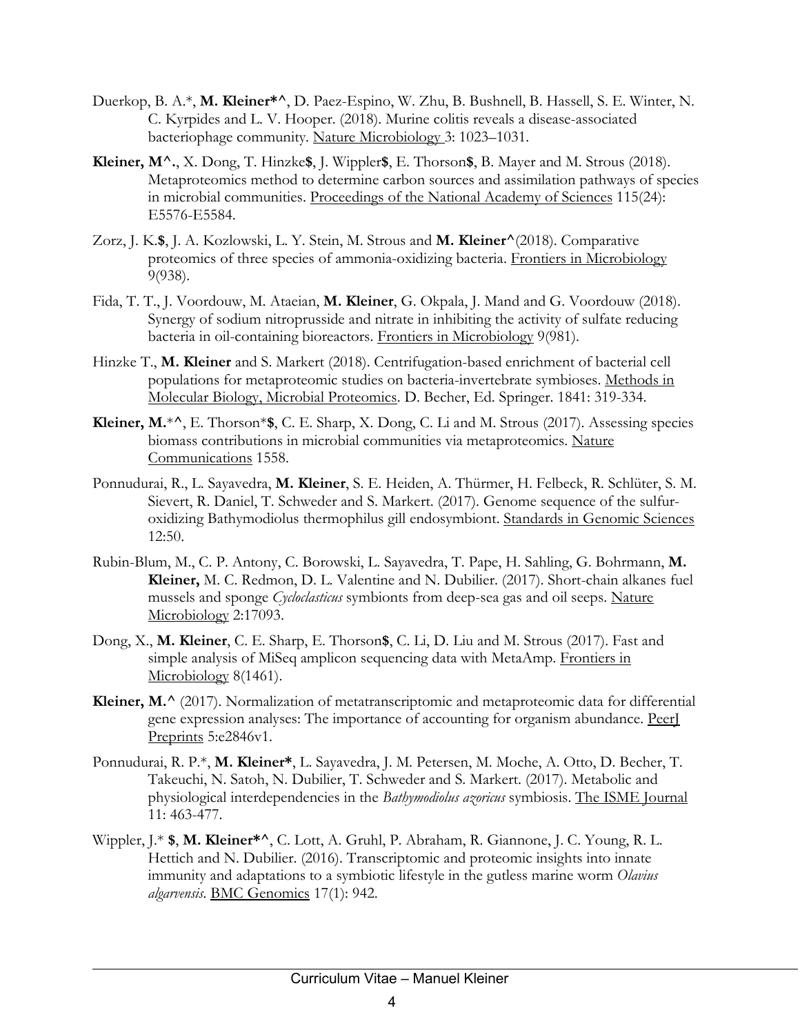Duerkop, B. A.*, **M. Kleiner*^**, D. Paez-Espino, W. Zhu, B. Bushnell, B. Hassell, S. E. Winter, N. C. Kyrpides and L. V. Hooper. (2018). Murine colitis reveals a disease-associated bacteriophage community. Nature Microbiology 3: 1023–1031.

**Kleiner, M^.**, X. Dong, T. Hinzke**$**, J. Wippler**$**, E. Thorson**$**, B. Mayer and M. Strous (2018). Metaproteomics method to determine carbon sources and assimilation pathways of species in microbial communities. Proceedings of the National Academy of Sciences 115(24): E5576-E5584.

Zorz, J. K.**$**, J. A. Kozlowski, L. Y. Stein, M. Strous and **M. Kleiner^**(2018). Comparative proteomics of three species of ammonia-oxidizing bacteria. Frontiers in Microbiology 9(938).

Fida, T. T., J. Voordouw, M. Ataeian, **M. Kleiner**, G. Okpala, J. Mand and G. Voordouw (2018). Synergy of sodium nitroprusside and nitrate in inhibiting the activity of sulfate reducing bacteria in oil-containing bioreactors. Frontiers in Microbiology 9(981).

Hinzke T., **M. Kleiner** and S. Markert (2018). Centrifugation-based enrichment of bacterial cell populations for metaproteomic studies on bacteria-invertebrate symbioses. Methods in Molecular Biology, Microbial Proteomics. D. Becher, Ed. Springer. 1841: 319-334.

**Kleiner, M.**\*^, E. Thorson*$, C. E. Sharp, X. Dong, C. Li and M. Strous (2017). Assessing species biomass contributions in microbial communities via metaproteomics. Nature Communications 1558.

Ponnudurai, R., L. Sayavedra, **M. Kleiner**, S. E. Heiden, A. Thürmer, H. Felbeck, R. Schlüter, S. M. Sievert, R. Daniel, T. Schweder and S. Markert. (2017). Genome sequence of the sulfur-oxidizing Bathymodiolus thermophilus gill endosymbiont. Standards in Genomic Sciences 12:50.

Rubin-Blum, M., C. P. Antony, C. Borowski, L. Sayavedra, T. Pape, H. Sahling, G. Bohrmann, **M. Kleiner,** M. C. Redmon, D. L. Valentine and N. Dubilier. (2017). Short-chain alkanes fuel mussels and sponge *Cycloclasticus* symbionts from deep-sea gas and oil seeps. Nature Microbiology 2:17093.

Dong, X., **M. Kleiner**, C. E. Sharp, E. Thorson**$**, C. Li, D. Liu and M. Strous (2017). Fast and simple analysis of MiSeq amplicon sequencing data with MetaAmp. Frontiers in Microbiology 8(1461).

**Kleiner, M.^** (2017). Normalization of metatranscriptomic and metaproteomic data for differential gene expression analyses: The importance of accounting for organism abundance. PeerJ Preprints 5:e2846v1.

Ponnudurai, R. P.*, **M. Kleiner***, L. Sayavedra, J. M. Petersen, M. Moche, A. Otto, D. Becher, T. Takeuchi, N. Satoh, N. Dubilier, T. Schweder and S. Markert. (2017). Metabolic and physiological interdependencies in the *Bathymodiolus azoricus* symbiosis. The ISME Journal 11: 463-477.

Wippler, J.* **$**, **M. Kleiner*^**, C. Lott, A. Gruhl, P. Abraham, R. Giannone, J. C. Young, R. L. Hettich and N. Dubilier. (2016). Transcriptomic and proteomic insights into innate immunity and adaptations to a symbiotic lifestyle in the gutless marine worm *Olavius algarvensis*. BMC Genomics 17(1): 942.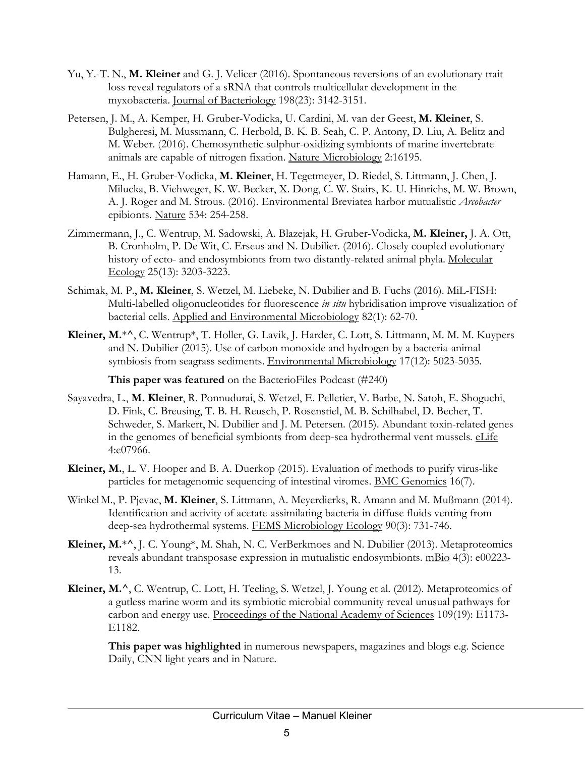Yu, Y.-T. N., **M. Kleiner** and G. J. Velicer (2016). Spontaneous reversions of an evolutionary trait loss reveal regulators of a sRNA that controls multicellular development in the myxobacteria. Journal of Bacteriology 198(23): 3142-3151.

Petersen, J. M., A. Kemper, H. Gruber-Vodicka, U. Cardini, M. van der Geest, **M. Kleiner**, S. Bulgheresi, M. Mussmann, C. Herbold, B. K. B. Seah, C. P. Antony, D. Liu, A. Belitz and M. Weber. (2016). Chemosynthetic sulphur-oxidizing symbionts of marine invertebrate animals are capable of nitrogen fixation. Nature Microbiology 2:16195.

Hamann, E., H. Gruber-Vodicka, **M. Kleiner**, H. Tegetmeyer, D. Riedel, S. Littmann, J. Chen, J. Milucka, B. Viehweger, K. W. Becker, X. Dong, C. W. Stairs, K.-U. Hinrichs, M. W. Brown, A. J. Roger and M. Strous. (2016). Environmental Breviatea harbor mutualistic *Arcobacter* epibionts. Nature 534: 254-258.

Zimmermann, J., C. Wentrup, M. Sadowski, A. Blazejak, H. Gruber-Vodicka, **M. Kleiner,** J. A. Ott, B. Cronholm, P. De Wit, C. Erseus and N. Dubilier. (2016). Closely coupled evolutionary history of ecto- and endosymbionts from two distantly-related animal phyla. Molecular Ecology 25(13): 3203-3223.

Schimak, M. P., **M. Kleiner**, S. Wetzel, M. Liebeke, N. Dubilier and B. Fuchs (2016). MiL-FISH: Multi-labelled oligonucleotides for fluorescence *in situ* hybridisation improve visualization of bacterial cells. Applied and Environmental Microbiology 82(1): 62-70.

**Kleiner, M.**\*^, C. Wentrup\*, T. Holler, G. Lavik, J. Harder, C. Lott, S. Littmann, M. M. M. Kuypers and N. Dubilier (2015). Use of carbon monoxide and hydrogen by a bacteria-animal symbiosis from seagrass sediments. Environmental Microbiology 17(12): 5023-5035.

**This paper was featured** on the BacterioFiles Podcast (#240)

Sayavedra, L., **M. Kleiner**, R. Ponnudurai, S. Wetzel, E. Pelletier, V. Barbe, N. Satoh, E. Shoguchi, D. Fink, C. Breusing, T. B. H. Reusch, P. Rosenstiel, M. B. Schilhabel, D. Becher, T. Schweder, S. Markert, N. Dubilier and J. M. Petersen. (2015). Abundant toxin-related genes in the genomes of beneficial symbionts from deep-sea hydrothermal vent mussels. eLife 4:e07966.

**Kleiner, M.**, L. V. Hooper and B. A. Duerkop (2015). Evaluation of methods to purify virus-like particles for metagenomic sequencing of intestinal viromes. BMC Genomics 16(7).

Winkel M., P. Pjevac, **M. Kleiner**, S. Littmann, A. Meyerdierks, R. Amann and M. Mußmann (2014). Identification and activity of acetate-assimilating bacteria in diffuse fluids venting from deep-sea hydrothermal systems. FEMS Microbiology Ecology 90(3): 731-746.

**Kleiner, M.**\*^, J. C. Young\*, M. Shah, N. C. VerBerkmoes and N. Dubilier (2013). Metaproteomics reveals abundant transposase expression in mutualistic endosymbionts. mBio 4(3): e00223-13.

**Kleiner, M.^**, C. Wentrup, C. Lott, H. Teeling, S. Wetzel, J. Young et al. (2012). Metaproteomics of a gutless marine worm and its symbiotic microbial community reveal unusual pathways for carbon and energy use. Proceedings of the National Academy of Sciences 109(19): E1173-E1182.

**This paper was highlighted** in numerous newspapers, magazines and blogs e.g. Science Daily, CNN light years and in Nature.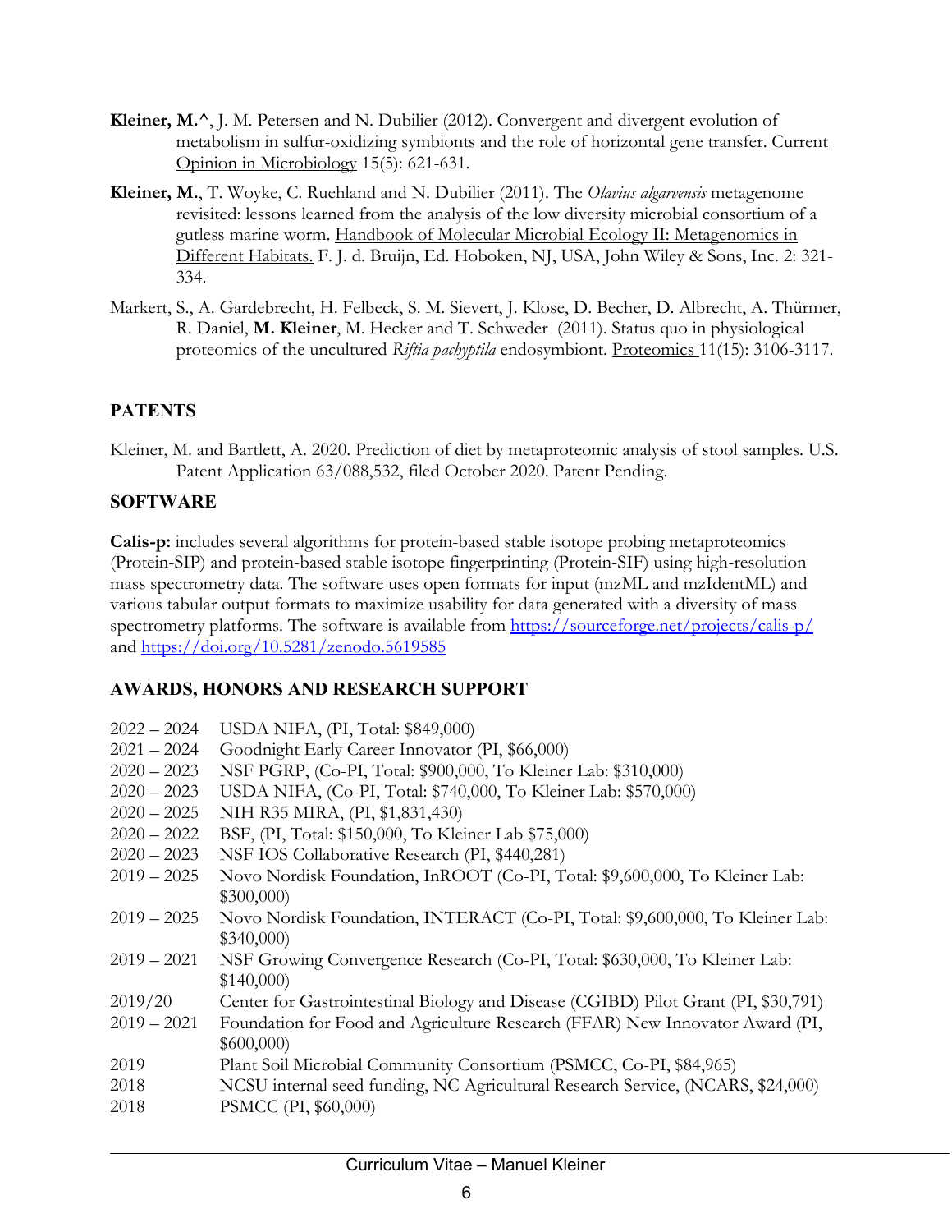**Kleiner, M.^**, J. M. Petersen and N. Dubilier (2012). Convergent and divergent evolution of metabolism in sulfur-oxidizing symbionts and the role of horizontal gene transfer. Current Opinion in Microbiology 15(5): 621-631.

**Kleiner, M.**, T. Woyke, C. Ruehland and N. Dubilier (2011). The *Olavius algarvensis* metagenome revisited: lessons learned from the analysis of the low diversity microbial consortium of a gutless marine worm. Handbook of Molecular Microbial Ecology II: Metagenomics in Different Habitats. F. J. d. Bruijn, Ed. Hoboken, NJ, USA, John Wiley & Sons, Inc. 2: 321-334.

Markert, S., A. Gardebrecht, H. Felbeck, S. M. Sievert, J. Klose, D. Becher, D. Albrecht, A. Thürmer, R. Daniel, **M. Kleiner**, M. Hecker and T. Schweder (2011). Status quo in physiological proteomics of the uncultured *Riftia pachyptila* endosymbiont. Proteomics 11(15): 3106-3117.

## PATENTS

Kleiner, M. and Bartlett, A. 2020. Prediction of diet by metaproteomic analysis of stool samples. U.S. Patent Application 63/088,532, filed October 2020. Patent Pending.

## SOFTWARE

**Calis-p:** includes several algorithms for protein-based stable isotope probing metaproteomics (Protein-SIP) and protein-based stable isotope fingerprinting (Protein-SIF) using high-resolution mass spectrometry data. The software uses open formats for input (mzML and mzIdentML) and various tabular output formats to maximize usability for data generated with a diversity of mass spectrometry platforms. The software is available from https://sourceforge.net/projects/calis-p/ and https://doi.org/10.5281/zenodo.5619585

## AWARDS, HONORS AND RESEARCH SUPPORT

| | |
|---|---|
| 2022 – 2024 | USDA NIFA, (PI, Total: $849,000) |
| 2021 – 2024 | Goodnight Early Career Innovator (PI, $66,000) |
| 2020 – 2023 | NSF PGRP, (Co-PI, Total: $900,000, To Kleiner Lab: $310,000) |
| 2020 – 2023 | USDA NIFA, (Co-PI, Total: $740,000, To Kleiner Lab: $570,000) |
| 2020 – 2025 | NIH R35 MIRA, (PI, $1,831,430) |
| 2020 – 2022 | BSF, (PI, Total: $150,000, To Kleiner Lab $75,000) |
| 2020 – 2023 | NSF IOS Collaborative Research (PI, $440,281) |
| 2019 – 2025 | Novo Nordisk Foundation, InROOT (Co-PI, Total: $9,600,000, To Kleiner Lab: $300,000) |
| 2019 – 2025 | Novo Nordisk Foundation, INTERACT (Co-PI, Total: $9,600,000, To Kleiner Lab: $340,000) |
| 2019 – 2021 | NSF Growing Convergence Research (Co-PI, Total: $630,000, To Kleiner Lab: $140,000) |
| 2019/20 | Center for Gastrointestinal Biology and Disease (CGIBD) Pilot Grant (PI, $30,791) |
| 2019 – 2021 | Foundation for Food and Agriculture Research (FFAR) New Innovator Award (PI, $600,000) |
| 2019 | Plant Soil Microbial Community Consortium (PSMCC, Co-PI, $84,965) |
| 2018 | NCSU internal seed funding, NC Agricultural Research Service, (NCARS, $24,000) |
| 2018 | PSMCC (PI, $60,000) |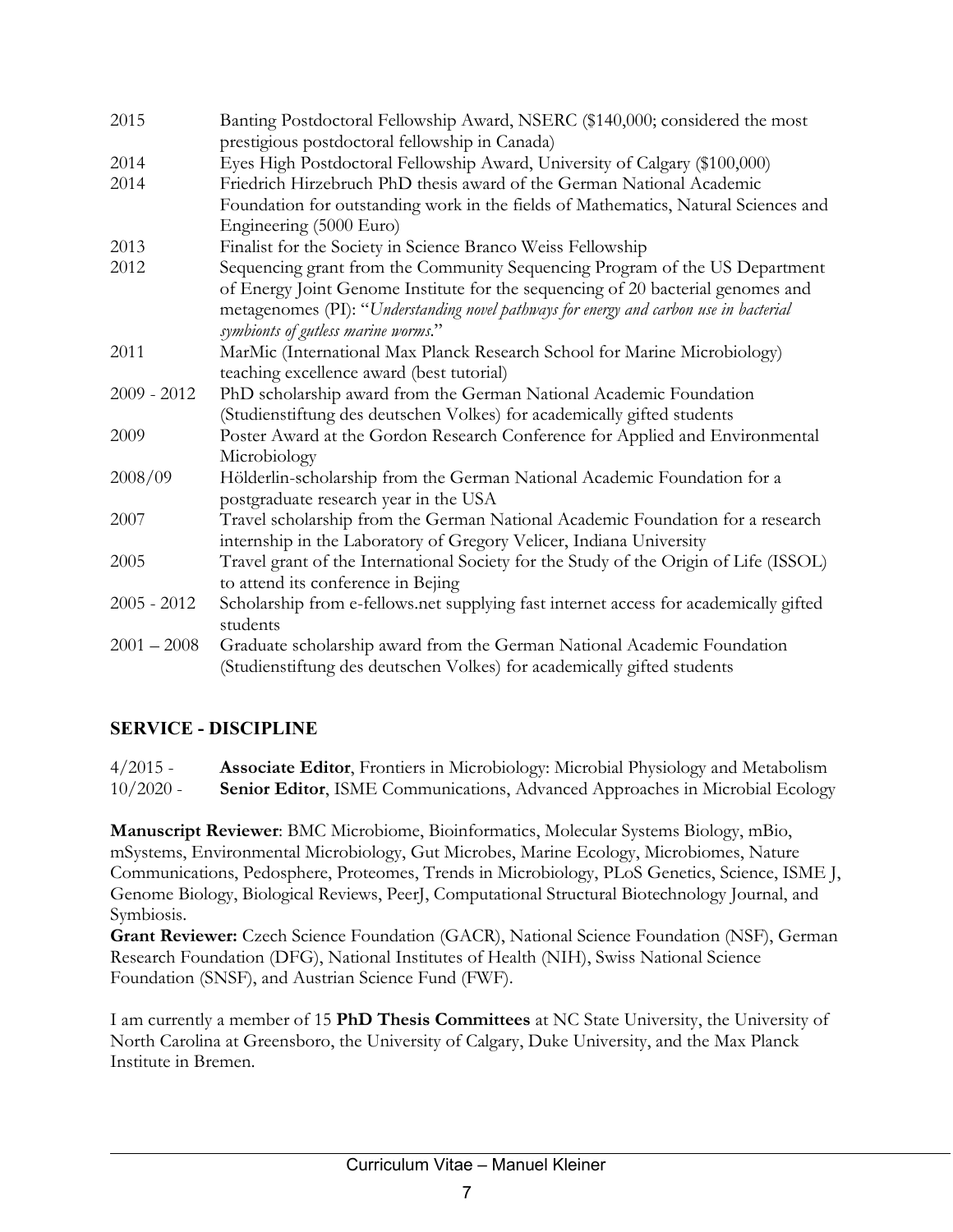| | |
|---|---|
| 2015 | Banting Postdoctoral Fellowship Award, NSERC ($140,000; considered the most prestigious postdoctoral fellowship in Canada) |
| 2014 | Eyes High Postdoctoral Fellowship Award, University of Calgary ($100,000) |
| 2014 | Friedrich Hirzebruch PhD thesis award of the German National Academic Foundation for outstanding work in the fields of Mathematics, Natural Sciences and Engineering (5000 Euro) |
| 2013 | Finalist for the Society in Science Branco Weiss Fellowship |
| 2012 | Sequencing grant from the Community Sequencing Program of the US Department of Energy Joint Genome Institute for the sequencing of 20 bacterial genomes and metagenomes (PI): "*Understanding novel pathways for energy and carbon use in bacterial symbionts of gutless marine worms*." |
| 2011 | MarMic (International Max Planck Research School for Marine Microbiology) teaching excellence award (best tutorial) |
| 2009 - 2012 | PhD scholarship award from the German National Academic Foundation (Studienstiftung des deutschen Volkes) for academically gifted students |
| 2009 | Poster Award at the Gordon Research Conference for Applied and Environmental Microbiology |
| 2008/09 | Hölderlin-scholarship from the German National Academic Foundation for a postgraduate research year in the USA |
| 2007 | Travel scholarship from the German National Academic Foundation for a research internship in the Laboratory of Gregory Velicer, Indiana University |
| 2005 | Travel grant of the International Society for the Study of the Origin of Life (ISSOL) to attend its conference in Bejing |
| 2005 - 2012 | Scholarship from e-fellows.net supplying fast internet access for academically gifted students |
| 2001 – 2008 | Graduate scholarship award from the German National Academic Foundation (Studienstiftung des deutschen Volkes) for academically gifted students |

## SERVICE - DISCIPLINE

| | |
|---|---|
| 4/2015 - | **Associate Editor**, Frontiers in Microbiology: Microbial Physiology and Metabolism |
| 10/2020 - | **Senior Editor**, ISME Communications, Advanced Approaches in Microbial Ecology |

**Manuscript Reviewer**: BMC Microbiome, Bioinformatics, Molecular Systems Biology, mBio, mSystems, Environmental Microbiology, Gut Microbes, Marine Ecology, Microbiomes, Nature Communications, Pedosphere, Proteomes, Trends in Microbiology, PLoS Genetics, Science, ISME J, Genome Biology, Biological Reviews, PeerJ, Computational Structural Biotechnology Journal, and Symbiosis.

**Grant Reviewer:** Czech Science Foundation (GACR), National Science Foundation (NSF), German Research Foundation (DFG), National Institutes of Health (NIH), Swiss National Science Foundation (SNSF), and Austrian Science Fund (FWF).

I am currently a member of 15 **PhD Thesis Committees** at NC State University, the University of North Carolina at Greensboro, the University of Calgary, Duke University, and the Max Planck Institute in Bremen.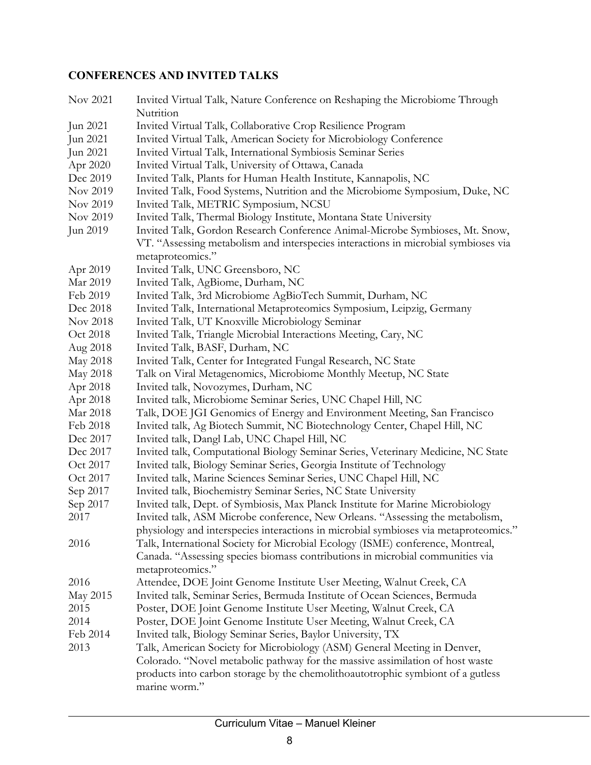## CONFERENCES AND INVITED TALKS

| | |
|---|---|
| Nov 2021 | Invited Virtual Talk, Nature Conference on Reshaping the Microbiome Through Nutrition |
| Jun 2021 | Invited Virtual Talk, Collaborative Crop Resilience Program |
| Jun 2021 | Invited Virtual Talk, American Society for Microbiology Conference |
| Jun 2021 | Invited Virtual Talk, International Symbiosis Seminar Series |
| Apr 2020 | Invited Virtual Talk, University of Ottawa, Canada |
| Dec 2019 | Invited Talk, Plants for Human Health Institute, Kannapolis, NC |
| Nov 2019 | Invited Talk, Food Systems, Nutrition and the Microbiome Symposium, Duke, NC |
| Nov 2019 | Invited Talk, METRIC Symposium, NCSU |
| Nov 2019 | Invited Talk, Thermal Biology Institute, Montana State University |
| Jun 2019 | Invited Talk, Gordon Research Conference Animal-Microbe Symbioses, Mt. Snow, VT. "Assessing metabolism and interspecies interactions in microbial symbioses via metaproteomics." |
| Apr 2019 | Invited Talk, UNC Greensboro, NC |
| Mar 2019 | Invited Talk, AgBiome, Durham, NC |
| Feb 2019 | Invited Talk, 3rd Microbiome AgBioTech Summit, Durham, NC |
| Dec 2018 | Invited Talk, International Metaproteomics Symposium, Leipzig, Germany |
| Nov 2018 | Invited Talk, UT Knoxville Microbiology Seminar |
| Oct 2018 | Invited Talk, Triangle Microbial Interactions Meeting, Cary, NC |
| Aug 2018 | Invited Talk, BASF, Durham, NC |
| May 2018 | Invited Talk, Center for Integrated Fungal Research, NC State |
| May 2018 | Talk on Viral Metagenomics, Microbiome Monthly Meetup, NC State |
| Apr 2018 | Invited talk, Novozymes, Durham, NC |
| Apr 2018 | Invited talk, Microbiome Seminar Series, UNC Chapel Hill, NC |
| Mar 2018 | Talk, DOE JGI Genomics of Energy and Environment Meeting, San Francisco |
| Feb 2018 | Invited talk, Ag Biotech Summit, NC Biotechnology Center, Chapel Hill, NC |
| Dec 2017 | Invited talk, Dangl Lab, UNC Chapel Hill, NC |
| Dec 2017 | Invited talk, Computational Biology Seminar Series, Veterinary Medicine, NC State |
| Oct 2017 | Invited talk, Biology Seminar Series, Georgia Institute of Technology |
| Oct 2017 | Invited talk, Marine Sciences Seminar Series, UNC Chapel Hill, NC |
| Sep 2017 | Invited talk, Biochemistry Seminar Series, NC State University |
| Sep 2017 | Invited talk, Dept. of Symbiosis, Max Planck Institute for Marine Microbiology |
| 2017 | Invited talk, ASM Microbe conference, New Orleans. "Assessing the metabolism, physiology and interspecies interactions in microbial symbioses via metaproteomics." |
| 2016 | Talk, International Society for Microbial Ecology (ISME) conference, Montreal, Canada. "Assessing species biomass contributions in microbial communities via metaproteomics." |
| 2016 | Attendee, DOE Joint Genome Institute User Meeting, Walnut Creek, CA |
| May 2015 | Invited talk, Seminar Series, Bermuda Institute of Ocean Sciences, Bermuda |
| 2015 | Poster, DOE Joint Genome Institute User Meeting, Walnut Creek, CA |
| 2014 | Poster, DOE Joint Genome Institute User Meeting, Walnut Creek, CA |
| Feb 2014 | Invited talk, Biology Seminar Series, Baylor University, TX |
| 2013 | Talk, American Society for Microbiology (ASM) General Meeting in Denver, Colorado. "Novel metabolic pathway for the massive assimilation of host waste products into carbon storage by the chemolithoautotrophic symbiont of a gutless marine worm." |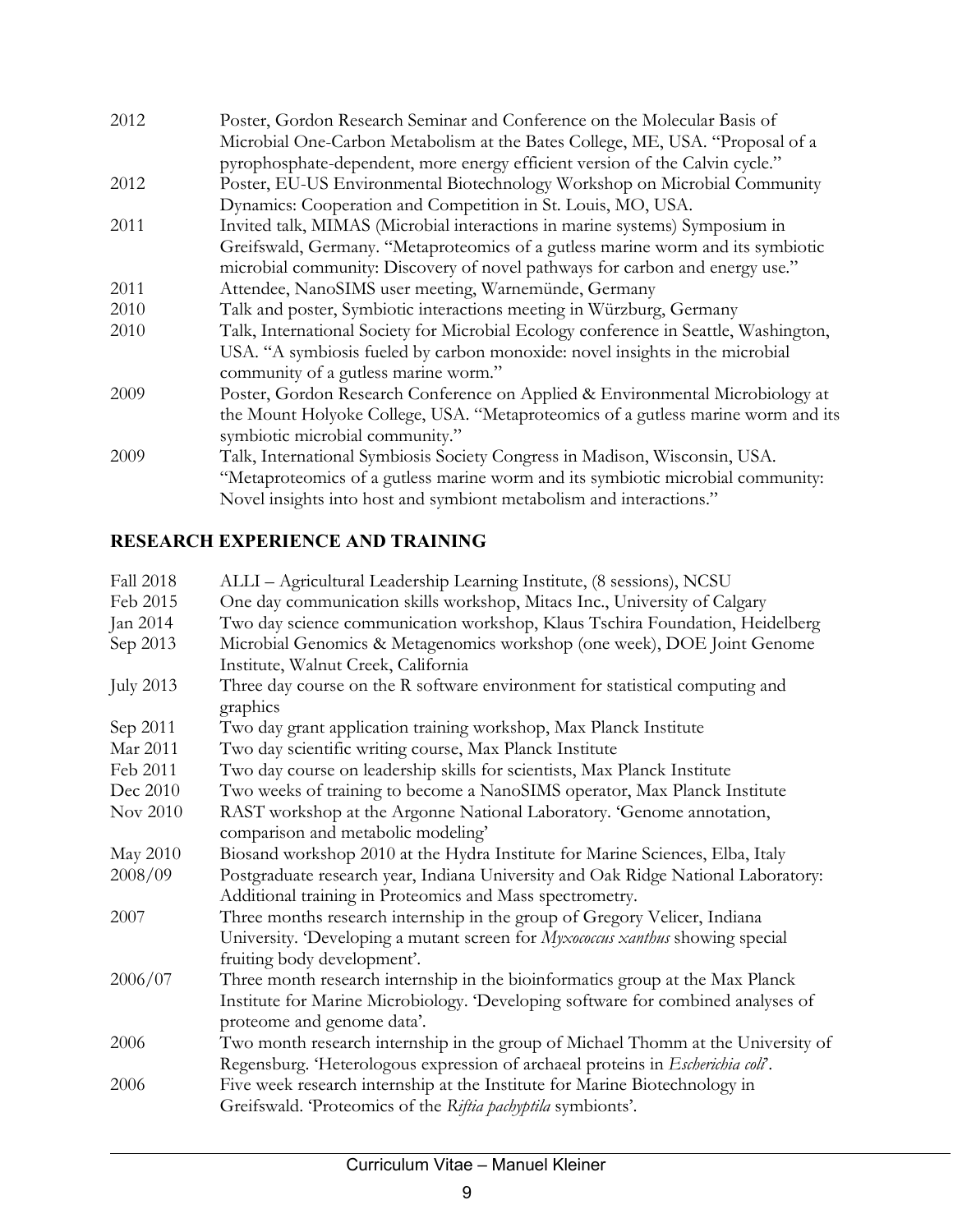| | |
|---|---|
| 2012 | Poster, Gordon Research Seminar and Conference on the Molecular Basis of Microbial One-Carbon Metabolism at the Bates College, ME, USA. "Proposal of a pyrophosphate-dependent, more energy efficient version of the Calvin cycle." |
| 2012 | Poster, EU-US Environmental Biotechnology Workshop on Microbial Community Dynamics: Cooperation and Competition in St. Louis, MO, USA. |
| 2011 | Invited talk, MIMAS (Microbial interactions in marine systems) Symposium in Greifswald, Germany. "Metaproteomics of a gutless marine worm and its symbiotic microbial community: Discovery of novel pathways for carbon and energy use." |
| 2011 | Attendee, NanoSIMS user meeting, Warnemünde, Germany |
| 2010 | Talk and poster, Symbiotic interactions meeting in Würzburg, Germany |
| 2010 | Talk, International Society for Microbial Ecology conference in Seattle, Washington, USA. "A symbiosis fueled by carbon monoxide: novel insights in the microbial community of a gutless marine worm." |
| 2009 | Poster, Gordon Research Conference on Applied & Environmental Microbiology at the Mount Holyoke College, USA. "Metaproteomics of a gutless marine worm and its symbiotic microbial community." |
| 2009 | Talk, International Symbiosis Society Congress in Madison, Wisconsin, USA. "Metaproteomics of a gutless marine worm and its symbiotic microbial community: Novel insights into host and symbiont metabolism and interactions." |

## RESEARCH EXPERIENCE AND TRAINING

| | |
|---|---|
| Fall 2018 | ALLI – Agricultural Leadership Learning Institute, (8 sessions), NCSU |
| Feb 2015 | One day communication skills workshop, Mitacs Inc., University of Calgary |
| Jan 2014 | Two day science communication workshop, Klaus Tschira Foundation, Heidelberg |
| Sep 2013 | Microbial Genomics & Metagenomics workshop (one week), DOE Joint Genome Institute, Walnut Creek, California |
| July 2013 | Three day course on the R software environment for statistical computing and graphics |
| Sep 2011 | Two day grant application training workshop, Max Planck Institute |
| Mar 2011 | Two day scientific writing course, Max Planck Institute |
| Feb 2011 | Two day course on leadership skills for scientists, Max Planck Institute |
| Dec 2010 | Two weeks of training to become a NanoSIMS operator, Max Planck Institute |
| Nov 2010 | RAST workshop at the Argonne National Laboratory. 'Genome annotation, comparison and metabolic modeling' |
| May 2010 | Biosand workshop 2010 at the Hydra Institute for Marine Sciences, Elba, Italy |
| 2008/09 | Postgraduate research year, Indiana University and Oak Ridge National Laboratory: Additional training in Proteomics and Mass spectrometry. |
| 2007 | Three months research internship in the group of Gregory Velicer, Indiana University. 'Developing a mutant screen for *Myxococcus xanthus* showing special fruiting body development'. |
| 2006/07 | Three month research internship in the bioinformatics group at the Max Planck Institute for Marine Microbiology. 'Developing software for combined analyses of proteome and genome data'. |
| 2006 | Two month research internship in the group of Michael Thomm at the University of Regensburg. 'Heterologous expression of archaeal proteins in *Escherichia coli*'. |
| 2006 | Five week research internship at the Institute for Marine Biotechnology in Greifswald. 'Proteomics of the *Riftia pachyptila* symbionts'. |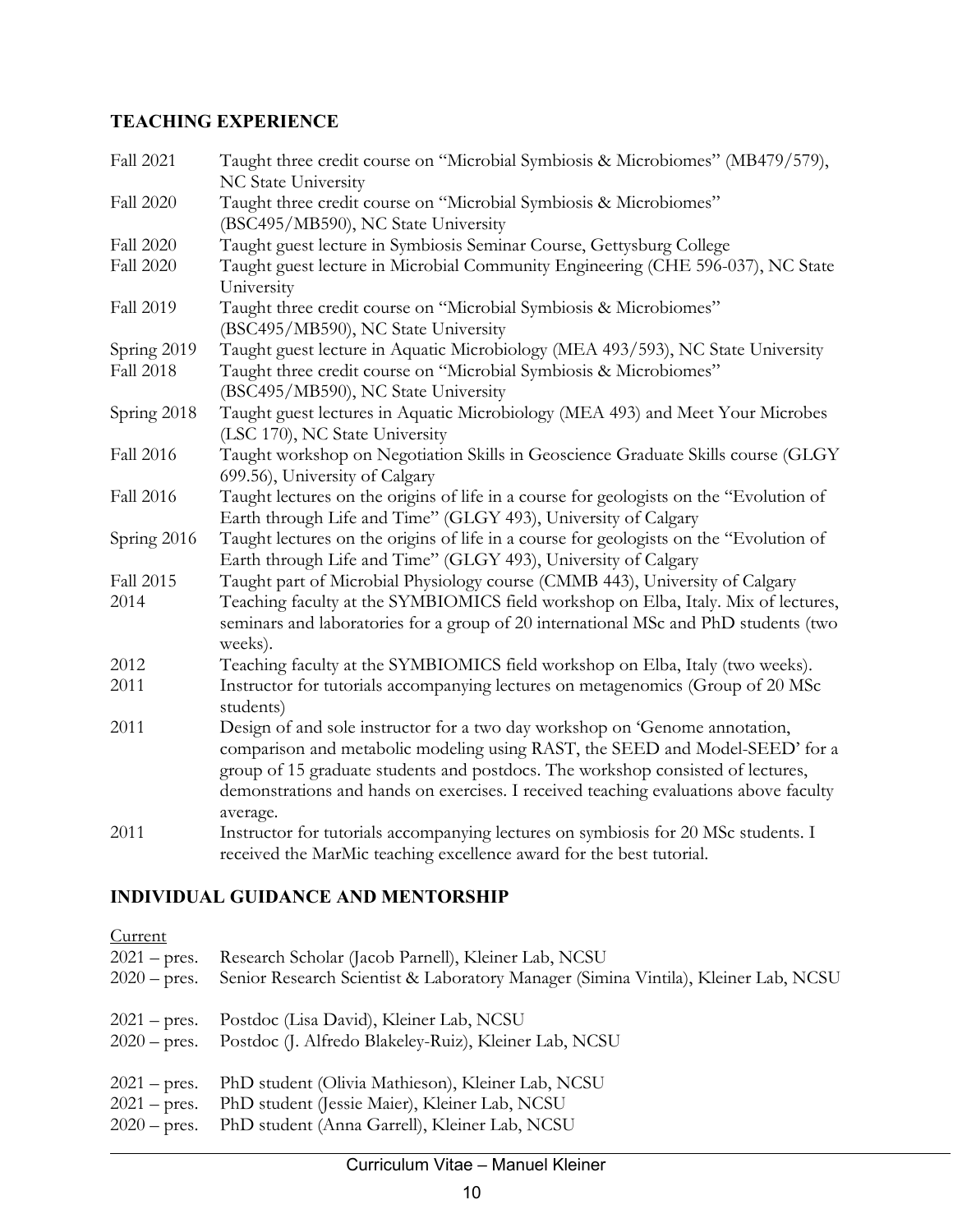## TEACHING EXPERIENCE

| | |
|---|---|
| Fall 2021 | Taught three credit course on "Microbial Symbiosis & Microbiomes" (MB479/579), NC State University |
| Fall 2020 | Taught three credit course on "Microbial Symbiosis & Microbiomes" (BSC495/MB590), NC State University |
| Fall 2020 | Taught guest lecture in Symbiosis Seminar Course, Gettysburg College |
| Fall 2020 | Taught guest lecture in Microbial Community Engineering (CHE 596-037), NC State University |
| Fall 2019 | Taught three credit course on "Microbial Symbiosis & Microbiomes" (BSC495/MB590), NC State University |
| Spring 2019 | Taught guest lecture in Aquatic Microbiology (MEA 493/593), NC State University |
| Fall 2018 | Taught three credit course on "Microbial Symbiosis & Microbiomes" (BSC495/MB590), NC State University |
| Spring 2018 | Taught guest lectures in Aquatic Microbiology (MEA 493) and Meet Your Microbes (LSC 170), NC State University |
| Fall 2016 | Taught workshop on Negotiation Skills in Geoscience Graduate Skills course (GLGY 699.56), University of Calgary |
| Fall 2016 | Taught lectures on the origins of life in a course for geologists on the "Evolution of Earth through Life and Time" (GLGY 493), University of Calgary |
| Spring 2016 | Taught lectures on the origins of life in a course for geologists on the "Evolution of Earth through Life and Time" (GLGY 493), University of Calgary |
| Fall 2015 | Taught part of Microbial Physiology course (CMMB 443), University of Calgary |
| 2014 | Teaching faculty at the SYMBIOMICS field workshop on Elba, Italy. Mix of lectures, seminars and laboratories for a group of 20 international MSc and PhD students (two weeks). |
| 2012 | Teaching faculty at the SYMBIOMICS field workshop on Elba, Italy (two weeks). |
| 2011 | Instructor for tutorials accompanying lectures on metagenomics (Group of 20 MSc students) |
| 2011 | Design of and sole instructor for a two day workshop on 'Genome annotation, comparison and metabolic modeling using RAST, the SEED and Model-SEED' for a group of 15 graduate students and postdocs. The workshop consisted of lectures, demonstrations and hands on exercises. I received teaching evaluations above faculty average. |
| 2011 | Instructor for tutorials accompanying lectures on symbiosis for 20 MSc students. I received the MarMic teaching excellence award for the best tutorial. |

## INDIVIDUAL GUIDANCE AND MENTORSHIP

Current

| | |
|---|---|
| 2021 – pres. | Research Scholar (Jacob Parnell), Kleiner Lab, NCSU |
| 2020 – pres. | Senior Research Scientist & Laboratory Manager (Simina Vintila), Kleiner Lab, NCSU |
| 2021 – pres. | Postdoc (Lisa David), Kleiner Lab, NCSU |
| 2020 – pres. | Postdoc (J. Alfredo Blakeley-Ruiz), Kleiner Lab, NCSU |
| 2021 – pres. | PhD student (Olivia Mathieson), Kleiner Lab, NCSU |
| 2021 – pres. | PhD student (Jessie Maier), Kleiner Lab, NCSU |
| 2020 – pres. | PhD student (Anna Garrell), Kleiner Lab, NCSU |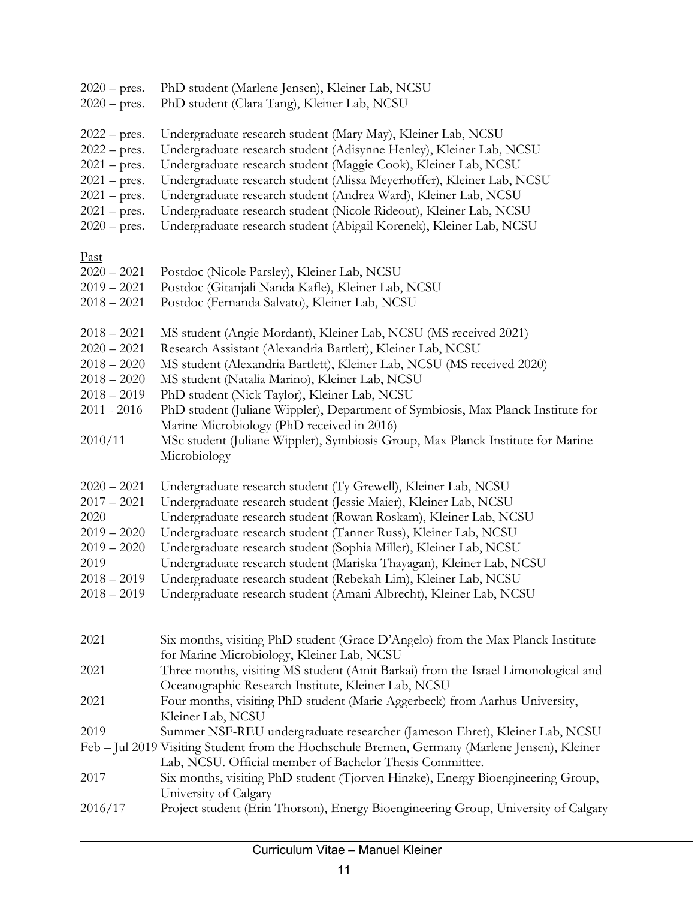2020 – pres. PhD student (Marlene Jensen), Kleiner Lab, NCSU
2020 – pres. PhD student (Clara Tang), Kleiner Lab, NCSU

2022 – pres. Undergraduate research student (Mary May), Kleiner Lab, NCSU
2022 – pres. Undergraduate research student (Adisynne Henley), Kleiner Lab, NCSU
2021 – pres. Undergraduate research student (Maggie Cook), Kleiner Lab, NCSU
2021 – pres. Undergraduate research student (Alissa Meyerhoffer), Kleiner Lab, NCSU
2021 – pres. Undergraduate research student (Andrea Ward), Kleiner Lab, NCSU
2021 – pres. Undergraduate research student (Nicole Rideout), Kleiner Lab, NCSU
2020 – pres. Undergraduate research student (Abigail Korenek), Kleiner Lab, NCSU

Past

2020 – 2021 Postdoc (Nicole Parsley), Kleiner Lab, NCSU
2019 – 2021 Postdoc (Gitanjali Nanda Kafle), Kleiner Lab, NCSU
2018 – 2021 Postdoc (Fernanda Salvato), Kleiner Lab, NCSU

2018 – 2021 MS student (Angie Mordant), Kleiner Lab, NCSU (MS received 2021)
2020 – 2021 Research Assistant (Alexandria Bartlett), Kleiner Lab, NCSU
2018 – 2020 MS student (Alexandria Bartlett), Kleiner Lab, NCSU (MS received 2020)
2018 – 2020 MS student (Natalia Marino), Kleiner Lab, NCSU
2018 – 2019 PhD student (Nick Taylor), Kleiner Lab, NCSU
2011 - 2016 PhD student (Juliane Wippler), Department of Symbiosis, Max Planck Institute for Marine Microbiology (PhD received in 2016)
2010/11 MSc student (Juliane Wippler), Symbiosis Group, Max Planck Institute for Marine Microbiology

2020 – 2021 Undergraduate research student (Ty Grewell), Kleiner Lab, NCSU
2017 – 2021 Undergraduate research student (Jessie Maier), Kleiner Lab, NCSU
2020 Undergraduate research student (Rowan Roskam), Kleiner Lab, NCSU
2019 – 2020 Undergraduate research student (Tanner Russ), Kleiner Lab, NCSU
2019 – 2020 Undergraduate research student (Sophia Miller), Kleiner Lab, NCSU
2019 Undergraduate research student (Mariska Thayagan), Kleiner Lab, NCSU
2018 – 2019 Undergraduate research student (Rebekah Lim), Kleiner Lab, NCSU
2018 – 2019 Undergraduate research student (Amani Albrecht), Kleiner Lab, NCSU

2021 Six months, visiting PhD student (Grace D'Angelo) from the Max Planck Institute for Marine Microbiology, Kleiner Lab, NCSU
2021 Three months, visiting MS student (Amit Barkai) from the Israel Limonological and Oceanographic Research Institute, Kleiner Lab, NCSU
2021 Four months, visiting PhD student (Marie Aggerbeck) from Aarhus University, Kleiner Lab, NCSU
2019 Summer NSF-REU undergraduate researcher (Jameson Ehret), Kleiner Lab, NCSU
Feb – Jul 2019 Visiting Student from the Hochschule Bremen, Germany (Marlene Jensen), Kleiner Lab, NCSU. Official member of Bachelor Thesis Committee.
2017 Six months, visiting PhD student (Tjorven Hinzke), Energy Bioengineering Group, University of Calgary
2016/17 Project student (Erin Thorson), Energy Bioengineering Group, University of Calgary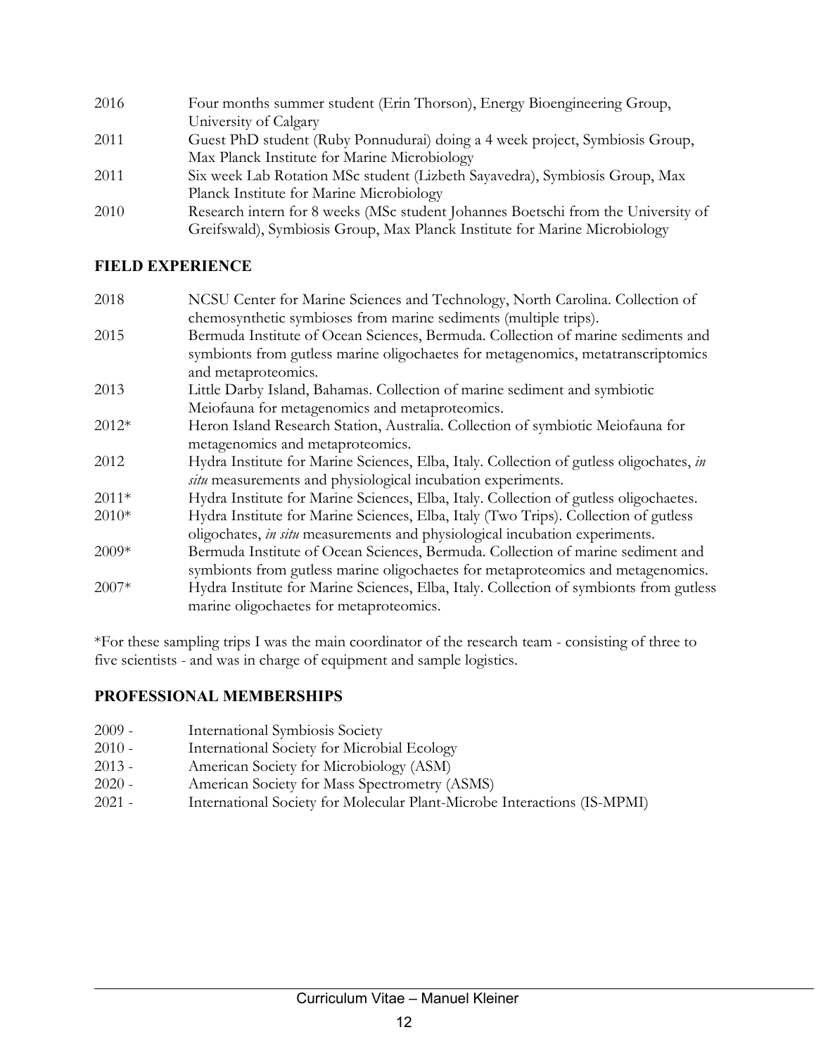| | |
|---|---|
| 2016 | Four months summer student (Erin Thorson), Energy Bioengineering Group, University of Calgary |
| 2011 | Guest PhD student (Ruby Ponnudurai) doing a 4 week project, Symbiosis Group, Max Planck Institute for Marine Microbiology |
| 2011 | Six week Lab Rotation MSc student (Lizbeth Sayavedra), Symbiosis Group, Max Planck Institute for Marine Microbiology |
| 2010 | Research intern for 8 weeks (MSc student Johannes Boetschi from the University of Greifswald), Symbiosis Group, Max Planck Institute for Marine Microbiology |

## FIELD EXPERIENCE

| | |
|---|---|
| 2018 | NCSU Center for Marine Sciences and Technology, North Carolina. Collection of chemosynthetic symbioses from marine sediments (multiple trips). |
| 2015 | Bermuda Institute of Ocean Sciences, Bermuda. Collection of marine sediments and symbionts from gutless marine oligochaetes for metagenomics, metatranscriptomics and metaproteomics. |
| 2013 | Little Darby Island, Bahamas. Collection of marine sediment and symbiotic Meiofauna for metagenomics and metaproteomics. |
| 2012* | Heron Island Research Station, Australia. Collection of symbiotic Meiofauna for metagenomics and metaproteomics. |
| 2012 | Hydra Institute for Marine Sciences, Elba, Italy. Collection of gutless oligochates, *in situ* measurements and physiological incubation experiments. |
| 2011* | Hydra Institute for Marine Sciences, Elba, Italy. Collection of gutless oligochaetes. |
| 2010* | Hydra Institute for Marine Sciences, Elba, Italy (Two Trips). Collection of gutless oligochates, *in situ* measurements and physiological incubation experiments. |
| 2009* | Bermuda Institute of Ocean Sciences, Bermuda. Collection of marine sediment and symbionts from gutless marine oligochaetes for metaproteomics and metagenomics. |
| 2007* | Hydra Institute for Marine Sciences, Elba, Italy. Collection of symbionts from gutless marine oligochaetes for metaproteomics. |

*For these sampling trips I was the main coordinator of the research team - consisting of three to five scientists - and was in charge of equipment and sample logistics.

## PROFESSIONAL MEMBERSHIPS

| | |
|---|---|
| 2009 - | International Symbiosis Society |
| 2010 - | International Society for Microbial Ecology |
| 2013 - | American Society for Microbiology (ASM) |
| 2020 - | American Society for Mass Spectrometry (ASMS) |
| 2021 - | International Society for Molecular Plant-Microbe Interactions (IS-MPMI) |